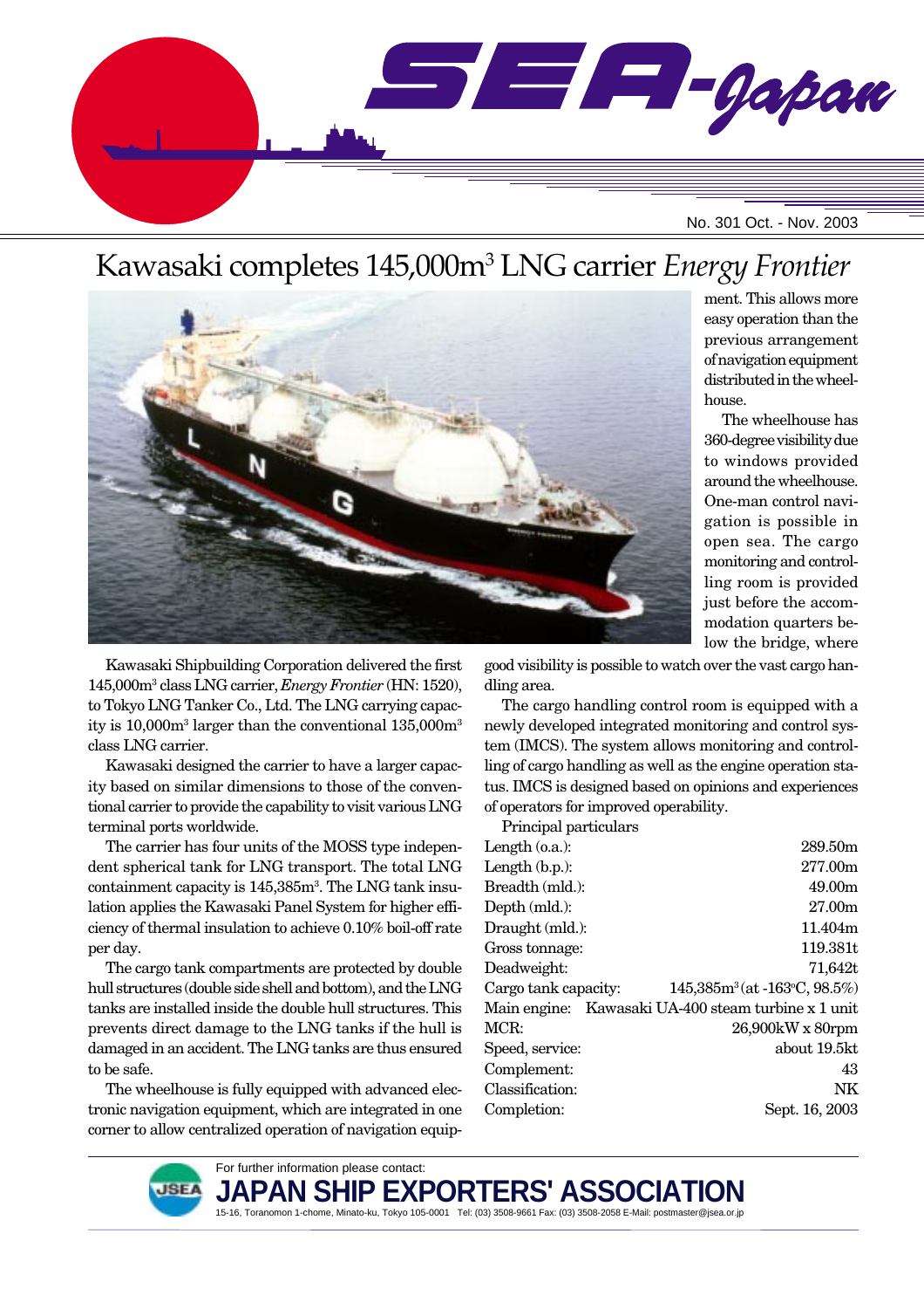# Kawasaki completes 145,000m$^3$ LNG carrier *Energy Frontier*

Kawasaki Shipbuilding Corporation delivered the first 145,000m$^3$ class LNG carrier, *Energy Frontier* (HN: 1520), to Tokyo LNG Tanker Co., Ltd. The LNG carrying capacity is 10,000m$^3$ larger than the conventional 135,000m$^3$ class LNG carrier.

Kawasaki designed the carrier to have a larger capacity based on similar dimensions to those of the conventional carrier to provide the capability to visit various LNG terminal ports worldwide.

The carrier has four units of the MOSS type independent spherical tank for LNG transport. The total LNG containment capacity is 145,385m$^3$. The LNG tank insulation applies the Kawasaki Panel System for higher efficiency of thermal insulation to achieve 0.10% boil-off rate per day.

The cargo tank compartments are protected by double hull structures (double side shell and bottom), and the LNG tanks are installed inside the double hull structures. This prevents direct damage to the LNG tanks if the hull is damaged in an accident. The LNG tanks are thus ensured to be safe.

The wheelhouse is fully equipped with advanced electronic navigation equipment, which are integrated in one corner to allow centralized operation of navigation equipment. This allows more easy operation than the previous arrangement of navigation equipment distributed in the wheelhouse.

The wheelhouse has 360-degree visibility due to windows provided around the wheelhouse. One-man control navigation is possible in open sea. The cargo monitoring and controlling room is provided just before the accommodation quarters below the bridge, where good visibility is possible to watch over the vast cargo handling area.

The cargo handling control room is equipped with a newly developed integrated monitoring and control system (IMCS). The system allows monitoring and controlling of cargo handling as well as the engine operation status. IMCS is designed based on opinions and experiences of operators for improved operability.

Principal particulars

| | |
|---|---|
| Length (o.a.): | 289.50m |
| Length (b.p.): | 277.00m |
| Breadth (mld.): | 49.00m |
| Depth (mld.): | 27.00m |
| Draught (mld.): | 11.404m |
| Gross tonnage: | 119.381t |
| Deadweight: | 71,642t |
| Cargo tank capacity: | 145,385m$^3$ (at -163°C, 98.5%) |
| Main engine: | Kawasaki UA-400 steam turbine x 1 unit |
| MCR: | 26,900kW x 80rpm |
| Speed, service: | about 19.5kt |
| Complement: | 43 |
| Classification: | NK |
| Completion: | Sept. 16, 2003 |

For further information please contact:

**JAPAN SHIP EXPORTERS' ASSOCIATION**

15-16, Toranomon 1-chome, Minato-ku, Tokyo 105-0001 Tel: (03) 3508-9661 Fax: (03) 3508-2058 E-Mail: postmaster@jsea.or.jp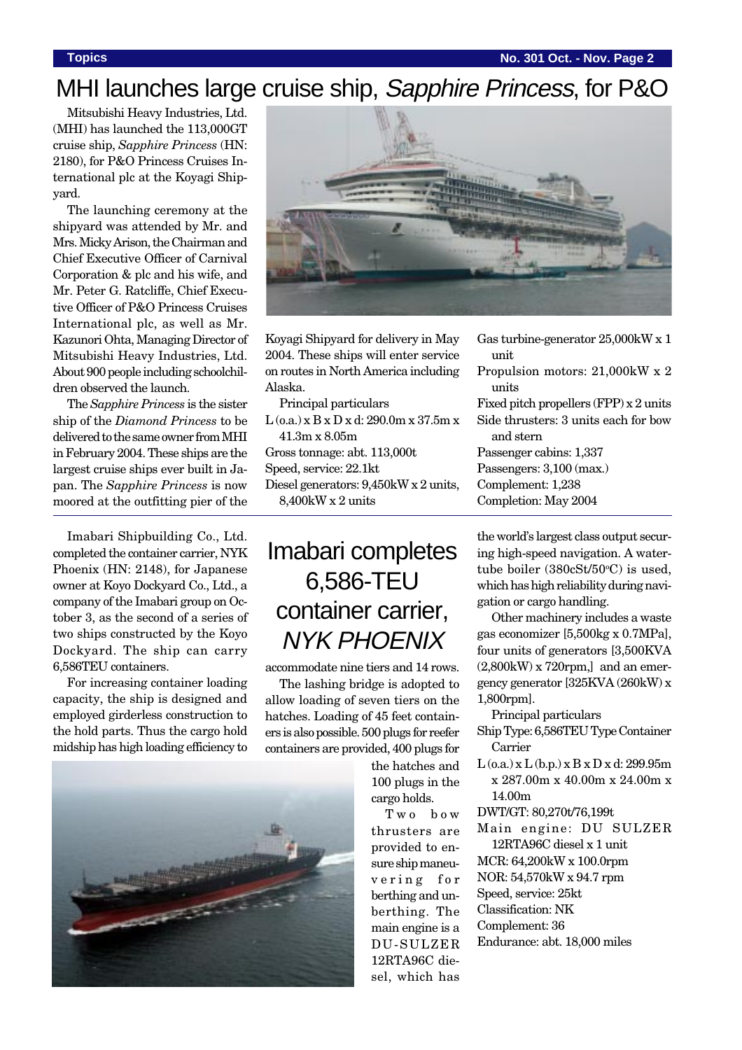# MHI launches large cruise ship, *Sapphire Princess*, for P&O

Mitsubishi Heavy Industries, Ltd. (MHI) has launched the 113,000GT cruise ship, *Sapphire Princess* (HN: 2180), for P&O Princess Cruises International plc at the Koyagi Shipyard.

The launching ceremony at the shipyard was attended by Mr. and Mrs. Micky Arison, the Chairman and Chief Executive Officer of Carnival Corporation & plc and his wife, and Mr. Peter G. Ratcliffe, Chief Executive Officer of P&O Princess Cruises International plc, as well as Mr. Kazunori Ohta, Managing Director of Mitsubishi Heavy Industries, Ltd. About 900 people including schoolchildren observed the launch.

The *Sapphire Princess* is the sister ship of the *Diamond Princess* to be delivered to the same owner from MHI in February 2004. These ships are the largest cruise ships ever built in Japan. The *Sapphire Princess* is now moored at the outfitting pier of the Koyagi Shipyard for delivery in May 2004. These ships will enter service on routes in North America including Alaska.

Principal particulars

L (o.a.) x B x D x d: 290.0m x 37.5m x 41.3m x 8.05m
Gross tonnage: abt. 113,000t
Speed, service: 22.1kt
Diesel generators: 9,450kW x 2 units, 8,400kW x 2 units
Gas turbine-generator 25,000kW x 1 unit
Propulsion motors: 21,000kW x 2 units
Fixed pitch propellers (FPP) x 2 units
Side thrusters: 3 units each for bow and stern
Passenger cabins: 1,337
Passengers: 3,100 (max.)
Complement: 1,238
Completion: May 2004

# Imabari completes 6,586-TEU container carrier, *NYK PHOENIX*

Imabari Shipbuilding Co., Ltd. completed the container carrier, NYK Phoenix (HN: 2148), for Japanese owner at Koyo Dockyard Co., Ltd., a company of the Imabari group on October 3, as the second of a series of two ships constructed by the Koyo Dockyard. The ship can carry 6,586TEU containers.

For increasing container loading capacity, the ship is designed and employed girderless construction to the hold parts. Thus the cargo hold midship has high loading efficiency to accommodate nine tiers and 14 rows.

The lashing bridge is adopted to allow loading of seven tiers on the hatches. Loading of 45 feet containers is also possible. 500 plugs for reefer containers are provided, 400 plugs for the hatches and 100 plugs in the cargo holds.

Two bow thrusters are provided to ensure ship maneuvering for berthing and unberthing. The main engine is a DU-SULZER 12RTA96C diesel, which has the world's largest class output securing high-speed navigation. A water-tube boiler (380cSt/50°C) is used, which has high reliability during navigation or cargo handling.

Other machinery includes a waste gas economizer [5,500kg x 0.7MPa], four units of generators [3,500KVA (2,800kW) x 720rpm,] and an emergency generator [325KVA (260kW) x 1,800rpm].

Principal particulars

Ship Type: 6,586TEU Type Container Carrier
L (o.a.) x L (b.p.) x B x D x d: 299.95m x 287.00m x 40.00m x 24.00m x 14.00m
DWT/GT: 80,270t/76,199t
Main engine: DU SULZER 12RTA96C diesel x 1 unit
MCR: 64,200kW x 100.0rpm
NOR: 54,570kW x 94.7 rpm
Speed, service: 25kt
Classification: NK
Complement: 36
Endurance: abt. 18,000 miles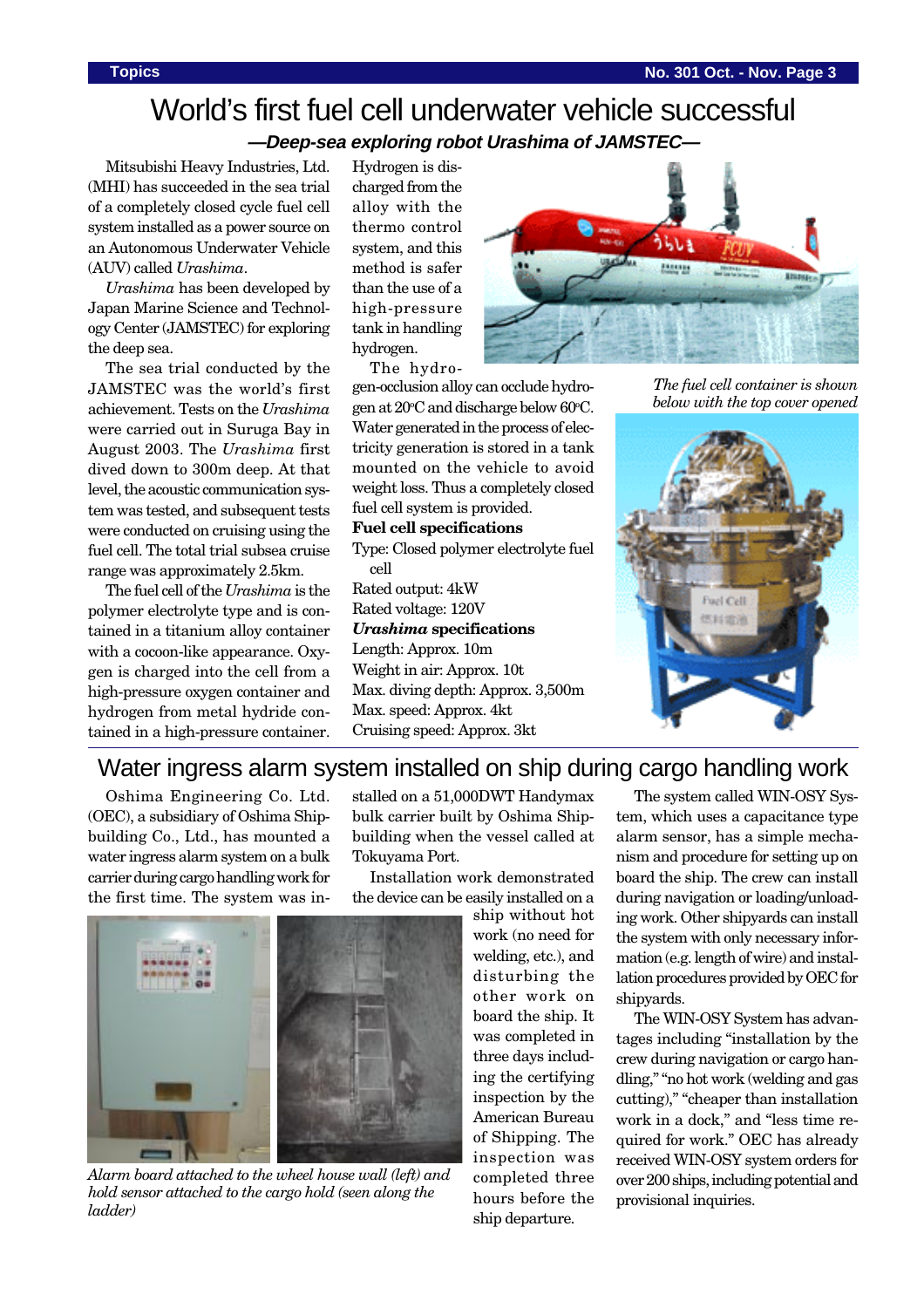# World's first fuel cell underwater vehicle successful

### *—Deep-sea exploring robot Urashima of JAMSTEC—*

Mitsubishi Heavy Industries, Ltd. (MHI) has succeeded in the sea trial of a completely closed cycle fuel cell system installed as a power source on an Autonomous Underwater Vehicle (AUV) called *Urashima*.

*Urashima* has been developed by Japan Marine Science and Technology Center (JAMSTEC) for exploring the deep sea.

The sea trial conducted by the JAMSTEC was the world's first achievement. Tests on the *Urashima* were carried out in Suruga Bay in August 2003. The *Urashima* first dived down to 300m deep. At that level, the acoustic communication system was tested, and subsequent tests were conducted on cruising using the fuel cell. The total trial subsea cruise range was approximately 2.5km.

The fuel cell of the *Urashima* is the polymer electrolyte type and is contained in a titanium alloy container with a cocoon-like appearance. Oxygen is charged into the cell from a high-pressure oxygen container and hydrogen from metal hydride contained in a high-pressure container. Hydrogen is discharged from the alloy with the thermo control system, and this method is safer than the use of a high-pressure tank in handling hydrogen.

The hydrogen-occlusion alloy can occlude hydrogen at 20°C and discharge below 60°C. Water generated in the process of electricity generation is stored in a tank mounted on the vehicle to avoid weight loss. Thus a completely closed fuel cell system is provided.

**Fuel cell specifications**

Type: Closed polymer electrolyte fuel cell
Rated output: 4kW
Rated voltage: 120V

***Urashima* specifications**

Length: Approx. 10m
Weight in air: Approx. 10t
Max. diving depth: Approx. 3,500m
Max. speed: Approx. 4kt
Cruising speed: Approx. 3kt

*The fuel cell container is shown below with the top cover opened*

# Water ingress alarm system installed on ship during cargo handling work

Oshima Engineering Co. Ltd. (OEC), a subsidiary of Oshima Shipbuilding Co., Ltd., has mounted a water ingress alarm system on a bulk carrier during cargo handling work for the first time. The system was installed on a 51,000DWT Handymax bulk carrier built by Oshima Shipbuilding when the vessel called at Tokuyama Port.

Installation work demonstrated the device can be easily installed on a ship without hot work (no need for welding, etc.), and disturbing the other work on board the ship. It was completed in three days including the certifying inspection by the American Bureau of Shipping. The inspection was completed three hours before the ship departure.

*Alarm board attached to the wheel house wall (left) and hold sensor attached to the cargo hold (seen along the ladder)*

The system called WIN-OSY System, which uses a capacitance type alarm sensor, has a simple mechanism and procedure for setting up on board the ship. The crew can install during navigation or loading/unloading work. Other shipyards can install the system with only necessary information (e.g. length of wire) and installation procedures provided by OEC for shipyards.

The WIN-OSY System has advantages including "installation by the crew during navigation or cargo handling," "no hot work (welding and gas cutting)," "cheaper than installation work in a dock," and "less time required for work." OEC has already received WIN-OSY system orders for over 200 ships, including potential and provisional inquiries.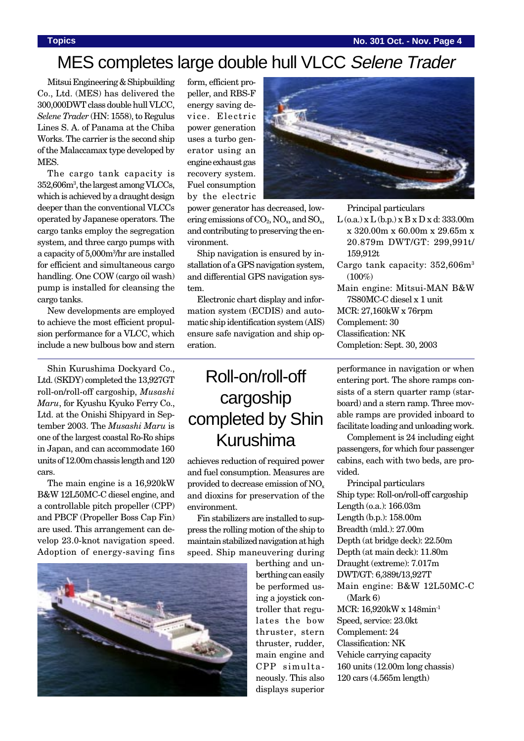# MES completes large double hull VLCC *Selene Trader*

Mitsui Engineering & Shipbuilding Co., Ltd. (MES) has delivered the 300,000DWT class double hull VLCC, *Selene Trader* (HN: 1558), to Regulus Lines S. A. of Panama at the Chiba Works. The carrier is the second ship of the Malaccamax type developed by MES.

The cargo tank capacity is 352,606m$^3$, the largest among VLCCs, which is achieved by a draught design deeper than the conventional VLCCs operated by Japanese operators. The cargo tanks employ the segregation system, and three cargo pumps with a capacity of 5,000m$^3$/hr are installed for efficient and simultaneous cargo handling. One COW (cargo oil wash) pump is installed for cleansing the cargo tanks.

New developments are employed to achieve the most efficient propulsion performance for a VLCC, which include a new bulbous bow and stern form, efficient propeller, and RBS-F energy saving device. Electric power generation uses a turbo generator using an engine exhaust gas recovery system. Fuel consumption by the electric power generator has decreased, lowering emissions of $CO_2$, $NO_x$, and $SO_x$, and contributing to preserving the environment.

Ship navigation is ensured by installation of a GPS navigation system, and differential GPS navigation system.

Electronic chart display and information system (ECDIS) and automatic ship identification system (AIS) ensure safe navigation and ship operation.

Principal particulars
L (o.a.) x L (b.p.) x B x D x d: 333.00m x 320.00m x 60.00m x 29.65m x 20.879m
DWT/GT: 299,991t/159,912t
Cargo tank capacity: 352,606m$^3$ (100%)
Main engine: Mitsui-MAN B&W 7S80MC-C diesel x 1 unit
MCR: 27,160kW x 76rpm
Complement: 30
Classification: NK
Completion: Sept. 30, 2003

# Roll-on/roll-off cargoship completed by Shin Kurushima

Shin Kurushima Dockyard Co., Ltd. (SKDY) completed the 13,927GT roll-on/roll-off cargoship, *Musashi Maru*, for Kyushu Kyuko Ferry Co., Ltd. at the Onishi Shipyard in September 2003. The *Musashi Maru* is one of the largest coastal Ro-Ro ships in Japan, and can accommodate 160 units of 12.00m chassis length and 120 cars.

The main engine is a 16,920kW B&W 12L50MC-C diesel engine, and a controllable pitch propeller (CPP) and PBCF (Propeller Boss Cap Fin) are used. This arrangement can develop 23.0-knot navigation speed. Adoption of energy-saving fins achieves reduction of required power and fuel consumption. Measures are provided to decrease emission of $NO_x$ and dioxins for preservation of the environment.

Fin stabilizers are installed to suppress the rolling motion of the ship to maintain stabilized navigation at high speed. Ship maneuvering during berthing and unberthing can easily be performed using a joystick controller that regulates the bow thruster, stern thruster, rudder, main engine and CPP simultaneously. This also displays superior performance in navigation or when entering port. The shore ramps consists of a stern quarter ramp (starboard) and a stern ramp. Three movable ramps are provided inboard to facilitate loading and unloading work.

Complement is 24 including eight passengers, for which four passenger cabins, each with two beds, are provided.

Principal particulars
Ship type: Roll-on/roll-off cargoship
Length (o.a.): 166.03m
Length (b.p.): 158.00m
Breadth (mld.): 27.00m
Depth (at bridge deck): 22.50m
Depth (at main deck): 11.80m
Draught (extreme): 7.017m
DWT/GT: 6,389t/13,927T
Main engine: B&W 12L50MC-C (Mark 6)
MCR: 16,920kW x 148min$^{-1}$
Speed, service: 23.0kt
Complement: 24
Classification: NK
Vehicle carrying capacity
160 units (12.00m long chassis)
120 cars (4.565m length)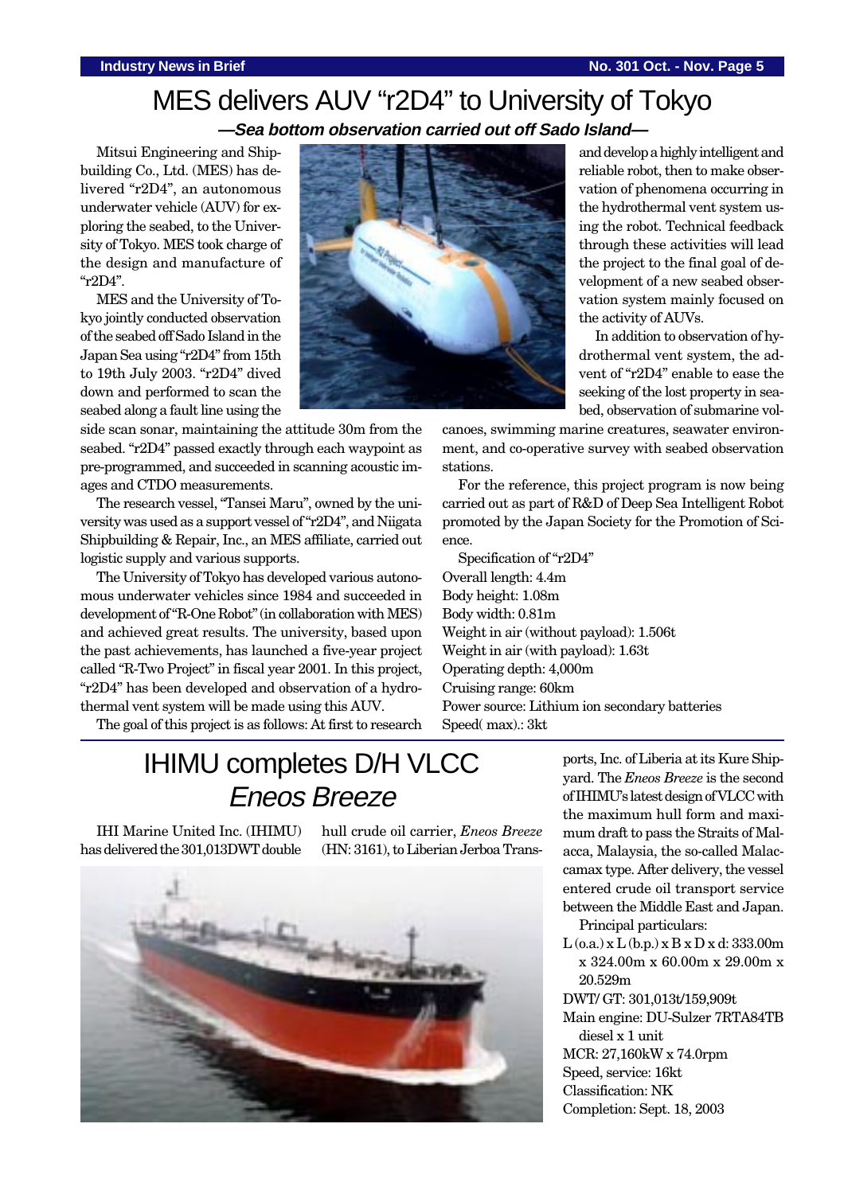# MES delivers AUV "r2D4" to University of Tokyo

***—Sea bottom observation carried out off Sado Island—***

Mitsui Engineering and Shipbuilding Co., Ltd. (MES) has delivered "r2D4", an autonomous underwater vehicle (AUV) for exploring the seabed, to the University of Tokyo. MES took charge of the design and manufacture of "r2D4".

MES and the University of Tokyo jointly conducted observation of the seabed off Sado Island in the Japan Sea using "r2D4" from 15th to 19th July 2003. "r2D4" dived down and performed to scan the seabed along a fault line using the side scan sonar, maintaining the attitude 30m from the seabed. "r2D4" passed exactly through each waypoint as pre-programmed, and succeeded in scanning acoustic images and CTDO measurements.

The research vessel, "Tansei Maru", owned by the university was used as a support vessel of "r2D4", and Niigata Shipbuilding & Repair, Inc., an MES affiliate, carried out logistic supply and various supports.

The University of Tokyo has developed various autonomous underwater vehicles since 1984 and succeeded in development of "R-One Robot" (in collaboration with MES) and achieved great results. The university, based upon the past achievements, has launched a five-year project called "R-Two Project" in fiscal year 2001. In this project, "r2D4" has been developed and observation of a hydrothermal vent system will be made using this AUV.

The goal of this project is as follows: At first to research and develop a highly intelligent and reliable robot, then to make observation of phenomena occurring in the hydrothermal vent system using the robot. Technical feedback through these activities will lead the project to the final goal of development of a new seabed observation system mainly focused on the activity of AUVs.

In addition to observation of hydrothermal vent system, the advent of "r2D4" enable to ease the seeking of the lost property in seabed, observation of submarine volcanoes, swimming marine creatures, seawater environment, and co-operative survey with seabed observation stations.

For the reference, this project program is now being carried out as part of R&D of Deep Sea Intelligent Robot promoted by the Japan Society for the Promotion of Science.

Specification of "r2D4"
Overall length: 4.4m
Body height: 1.08m
Body width: 0.81m
Weight in air (without payload): 1.506t
Weight in air (with payload): 1.63t
Operating depth: 4,000m
Cruising range: 60km
Power source: Lithium ion secondary batteries
Speed( max).: 3kt

# IHIMU completes D/H VLCC *Eneos Breeze*

IHI Marine United Inc. (IHIMU) has delivered the 301,013DWT double hull crude oil carrier, *Eneos Breeze* (HN: 3161), to Liberian Jerboa Transports, Inc. of Liberia at its Kure Shipyard. The *Eneos Breeze* is the second of IHIMU's latest design of VLCC with the maximum hull form and maximum draft to pass the Straits of Malacca, Malaysia, the so-called Malaccamax type. After delivery, the vessel entered crude oil transport service between the Middle East and Japan.

Principal particulars:
L (o.a.) x L (b.p.) x B x D x d: 333.00m x 324.00m x 60.00m x 29.00m x 20.529m
DWT/ GT: 301,013t/159,909t
Main engine: DU-Sulzer 7RTA84TB diesel x 1 unit
MCR: 27,160kW x 74.0rpm
Speed, service: 16kt
Classification: NK
Completion: Sept. 18, 2003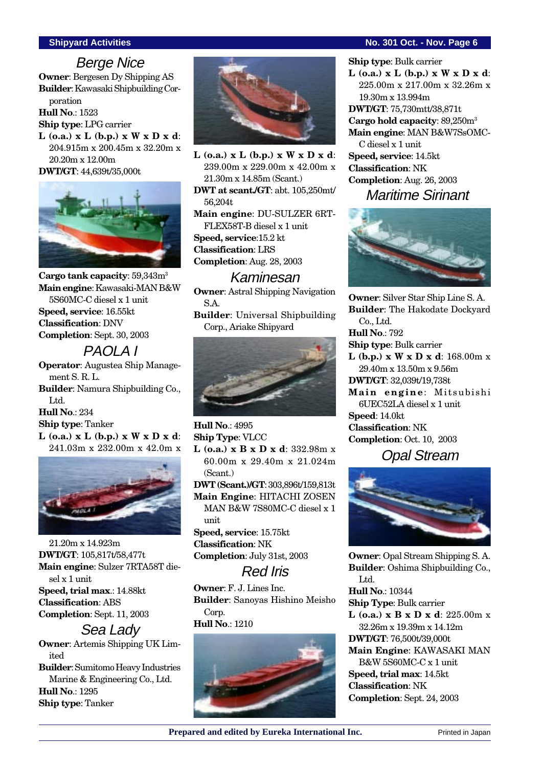## Berge Nice

**Owner**: Bergesen Dy Shipping AS
**Builder**: Kawasaki Shipbuilding Corporation
**Hull No.**: 1523
**Ship type**: LPG carrier
**L (o.a.) x L (b.p.) x W x D x d**: 204.915m x 200.45m x 32.20m x 20.20m x 12.00m
**DWT/GT**: 44,639t/35,000t
**Cargo tank capacity**: 59,343m$^3$
**Main engine**: Kawasaki-MAN B&W 5S60MC-C diesel x 1 unit
**Speed, service**: 16.55kt
**Classification**: DNV
**Completion**: Sept. 30, 2003

## PAOLA I

**Operator**: Augustea Ship Management S. R. L.
**Builder**: Namura Shipbuilding Co., Ltd.
**Hull No.**: 234
**Ship type**: Tanker
**L (o.a.) x L (b.p.) x W x D x d**: 241.03m x 232.00m x 42.0m x 21.20m x 14.923m
**DWT/GT**: 105,817t/58,477t
**Main engine**: Sulzer 7RTA58T diesel x 1 unit
**Speed, trial max.**: 14.88kt
**Classification**: ABS
**Completion**: Sept. 11, 2003

## Sea Lady

**Owner**: Artemis Shipping UK Limited
**Builder**: Sumitomo Heavy Industries Marine & Engineering Co., Ltd.
**Hull No.**: 1295
**Ship type**: Tanker
**L (o.a.) x L (b.p.) x W x D x d**: 239.00m x 229.00m x 42.00m x 21.30m x 14.85m (Scant.)
**DWT at scant./GT**: abt. 105,250mt/56,204t
**Main engine**: DU-SULZER 6RT-FLEX58T-B diesel x 1 unit
**Speed, service**:15.2 kt
**Classification**: LRS
**Completion**: Aug. 28, 2003

## Kaminesan

**Owner**: Astral Shipping Navigation S.A.
**Builder**: Universal Shipbuilding Corp., Ariake Shipyard
**Hull No.**: 4995
**Ship Type**: VLCC
**L (o.a.) x B x D x d**: 332.98m x 60.00m x 29.40m x 21.024m (Scant.)
**DWT (Scant.)/GT**: 303,896t/159,813t
**Main Engine**: HITACHI ZOSEN MAN B&W 7S80MC-C diesel x 1 unit
**Speed, service**: 15.75kt
**Classification**: NK
**Completion**: July 31st, 2003

## Red Iris

**Owner**: F. J. Lines Inc.
**Builder**: Sanoyas Hishino Meisho Corp.
**Hull No.**: 1210
**Ship type**: Bulk carrier
**L (o.a.) x L (b.p.) x W x D x d**: 225.00m x 217.00m x 32.26m x 19.30m x 13.994m
**DWT/GT**: 75,730mtt/38,871t
**Cargo hold capacity**: 89,250m$^3$
**Main engine**: MAN B&W7SsOMC-C diesel x 1 unit
**Speed, service**: 14.5kt
**Classification**: NK
**Completion**: Aug. 26, 2003

## Maritime Sirinant

**Owner**: Silver Star Ship Line S. A.
**Builder**: The Hakodate Dockyard Co., Ltd.
**Hull No.**: 792
**Ship type**: Bulk carrier
**L (b.p.) x W x D x d**: 168.00m x 29.40m x 13.50m x 9.56m
**DWT/GT**: 32,039t/19,738t
**Main engine**: Mitsubishi 6UEC52LA diesel x 1 unit
**Speed**: 14.0kt
**Classification**: NK
**Completion**: Oct. 10, 2003

## Opal Stream

**Owner**: Opal Stream Shipping S. A.
**Builder**: Oshima Shipbuilding Co., Ltd.
**Hull No.**: 10344
**Ship Type**: Bulk carrier
**L (o.a.) x B x D x d**: 225.00m x 32.26m x 19.39m x 14.12m
**DWT/GT**: 76,500t/39,000t
**Main Engine**: KAWASAKI MAN B&W 5S60MC-C x 1 unit
**Speed, trial max**: 14.5kt
**Classification**: NK
**Completion**: Sept. 24, 2003

**Prepared and edited by Eureka International Inc.** Printed in Japan